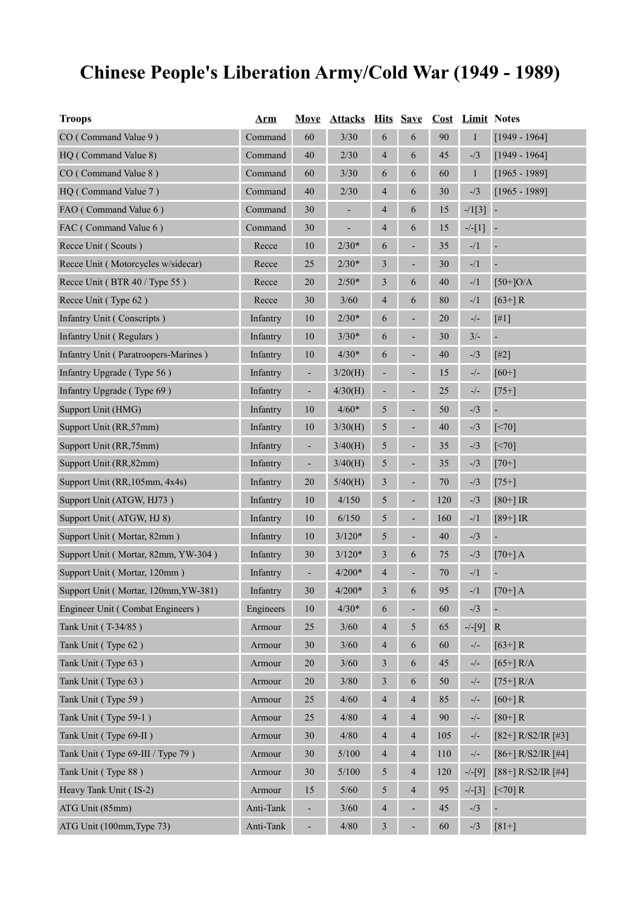# Chinese People's Liberation Army/Cold War (1949 - 1989)

| Troops | Arm | Move | Attacks | Hits | Save | Cost | Limit | Notes |
|---|---|---|---|---|---|---|---|---|
| CO ( Command Value 9 ) | Command | 60 | 3/30 | 6 | 6 | 90 | 1 | [1949 - 1964] |
| HQ ( Command Value 8) | Command | 40 | 2/30 | 4 | 6 | 45 | -/3 | [1949 - 1964] |
| CO ( Command Value 8 ) | Command | 60 | 3/30 | 6 | 6 | 60 | 1 | [1965 - 1989] |
| HQ ( Command Value 7 ) | Command | 40 | 2/30 | 4 | 6 | 30 | -/3 | [1965 - 1989] |
| FAO ( Command Value 6 ) | Command | 30 | - | 4 | 6 | 15 | -/1[3] | - |
| FAC ( Command Value 6 ) | Command | 30 | - | 4 | 6 | 15 | -/-[1] | - |
| Recce Unit ( Scouts ) | Recce | 10 | 2/30* | 6 | - | 35 | -/1 | - |
| Recce Unit ( Motorcycles w/sidecar) | Recce | 25 | 2/30* | 3 | - | 30 | -/1 | - |
| Recce Unit ( BTR 40 / Type 55 ) | Recce | 20 | 2/50* | 3 | 6 | 40 | -/1 | [50+]O/A |
| Recce Unit ( Type 62 ) | Recce | 30 | 3/60 | 4 | 6 | 80 | -/1 | [63+] R |
| Infantry Unit ( Conscripts ) | Infantry | 10 | 2/30* | 6 | - | 20 | -/- | [#1] |
| Infantry Unit ( Regulars ) | Infantry | 10 | 3/30* | 6 | - | 30 | 3/- | - |
| Infantry Unit ( Paratroopers-Marines ) | Infantry | 10 | 4/30* | 6 | - | 40 | -/3 | [#2] |
| Infantry Upgrade ( Type 56 ) | Infantry | - | 3/20(H) | - | - | 15 | -/- | [60+] |
| Infantry Upgrade ( Type 69 ) | Infantry | - | 4/30(H) | - | - | 25 | -/- | [75+] |
| Support Unit (HMG) | Infantry | 10 | 4/60* | 5 | - | 50 | -/3 | - |
| Support Unit (RR,57mm) | Infantry | 10 | 3/30(H) | 5 | - | 40 | -/3 | [<70] |
| Support Unit (RR,75mm) | Infantry | - | 3/40(H) | 5 | - | 35 | -/3 | [<70] |
| Support Unit (RR,82mm) | Infantry | - | 3/40(H) | 5 | - | 35 | -/3 | [70+] |
| Support Unit (RR,105mm, 4x4s) | Infantry | 20 | 5/40(H) | 3 | - | 70 | -/3 | [75+] |
| Support Unit (ATGW, HJ73 ) | Infantry | 10 | 4/150 | 5 | - | 120 | -/3 | [80+] IR |
| Support Unit ( ATGW, HJ 8) | Infantry | 10 | 6/150 | 5 | - | 160 | -/1 | [89+] IR |
| Support Unit ( Mortar, 82mm ) | Infantry | 10 | 3/120* | 5 | - | 40 | -/3 | - |
| Support Unit ( Mortar, 82mm, YW-304 ) | Infantry | 30 | 3/120* | 3 | 6 | 75 | -/3 | [70+] A |
| Support Unit ( Mortar, 120mm ) | Infantry | - | 4/200* | 4 | - | 70 | -/1 | - |
| Support Unit ( Mortar, 120mm,YW-381) | Infantry | 30 | 4/200* | 3 | 6 | 95 | -/1 | [70+] A |
| Engineer Unit ( Combat Engineers ) | Engineers | 10 | 4/30* | 6 | - | 60 | -/3 | - |
| Tank Unit ( T-34/85 ) | Armour | 25 | 3/60 | 4 | 5 | 65 | -/-[9] | R |
| Tank Unit ( Type 62 ) | Armour | 30 | 3/60 | 4 | 6 | 60 | -/- | [63+] R |
| Tank Unit ( Type 63 ) | Armour | 20 | 3/60 | 3 | 6 | 45 | -/- | [65+] R/A |
| Tank Unit ( Type 63 ) | Armour | 20 | 3/80 | 3 | 6 | 50 | -/- | [75+] R/A |
| Tank Unit ( Type 59 ) | Armour | 25 | 4/60 | 4 | 4 | 85 | -/- | [60+] R |
| Tank Unit ( Type 59-1 ) | Armour | 25 | 4/80 | 4 | 4 | 90 | -/- | [80+] R |
| Tank Unit ( Type 69-II ) | Armour | 30 | 4/80 | 4 | 4 | 105 | -/- | [82+] R/S2/IR [#3] |
| Tank Unit ( Type 69-III / Type 79 ) | Armour | 30 | 5/100 | 4 | 4 | 110 | -/- | [86+] R/S2/IR [#4] |
| Tank Unit ( Type 88 ) | Armour | 30 | 5/100 | 5 | 4 | 120 | -/-[9] | [88+] R/S2/IR [#4] |
| Heavy Tank Unit ( IS-2) | Armour | 15 | 5/60 | 5 | 4 | 95 | -/-[3] | [<70] R |
| ATG Unit (85mm) | Anti-Tank | - | 3/60 | 4 | - | 45 | -/3 | - |
| ATG Unit (100mm,Type 73) | Anti-Tank | - | 4/80 | 3 | - | 60 | -/3 | [81+] |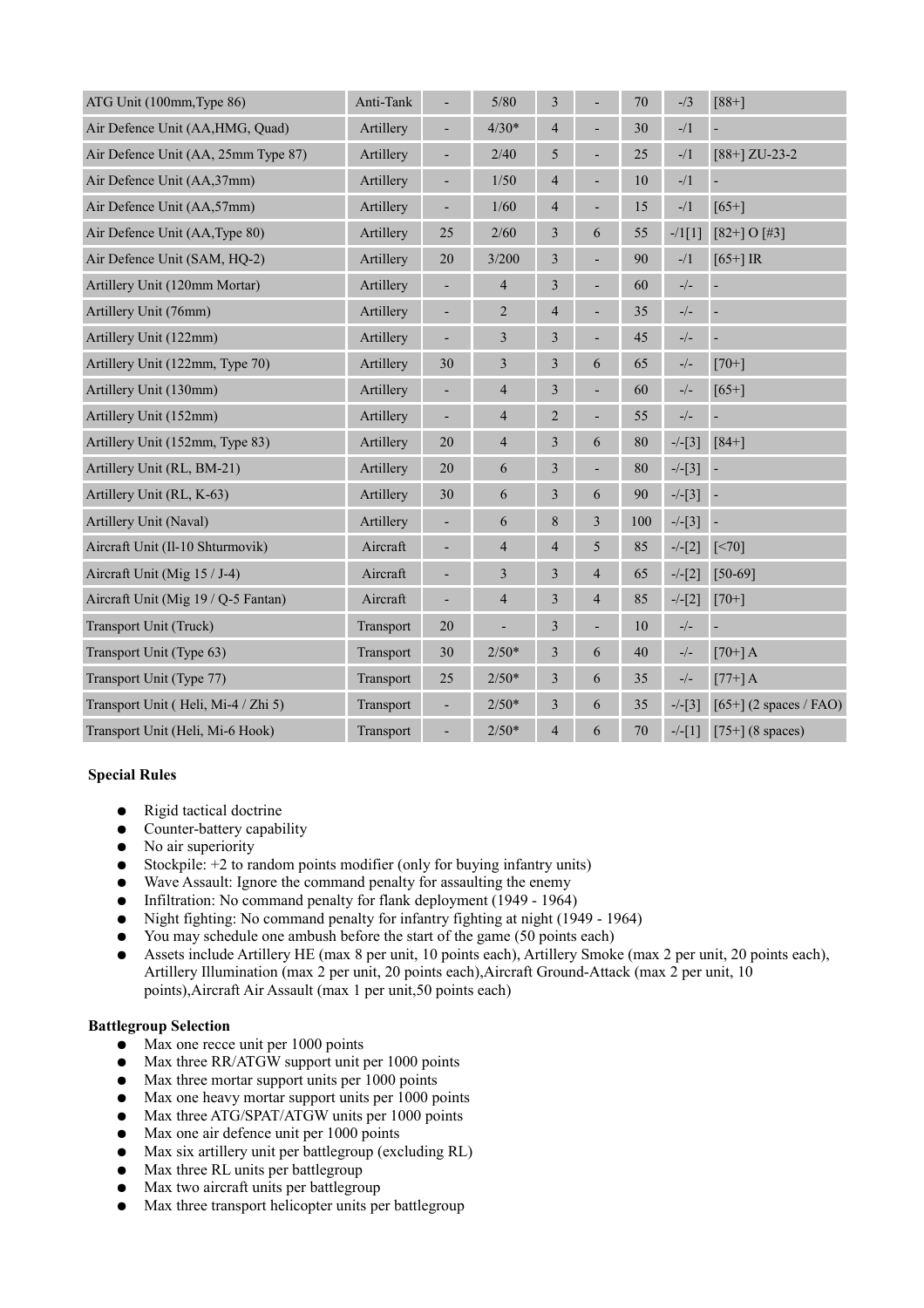| ATG Unit (100mm,Type 86) | Anti-Tank | - | 5/80 | 3 | - | 70 | -/3 | [88+] |
|---|---|---|---|---|---|---|---|---|
| Air Defence Unit (AA,HMG, Quad) | Artillery | - | 4/30* | 4 | - | 30 | -/1 | - |
| Air Defence Unit (AA, 25mm Type 87) | Artillery | - | 2/40 | 5 | - | 25 | -/1 | [88+] ZU-23-2 |
| Air Defence Unit (AA,37mm) | Artillery | - | 1/50 | 4 | - | 10 | -/1 | - |
| Air Defence Unit (AA,57mm) | Artillery | - | 1/60 | 4 | - | 15 | -/1 | [65+] |
| Air Defence Unit (AA,Type 80) | Artillery | 25 | 2/60 | 3 | 6 | 55 | -/1[1] | [82+] O [#3] |
| Air Defence Unit (SAM, HQ-2) | Artillery | 20 | 3/200 | 3 | - | 90 | -/1 | [65+] IR |
| Artillery Unit (120mm Mortar) | Artillery | - | 4 | 3 | - | 60 | -/- | - |
| Artillery Unit (76mm) | Artillery | - | 2 | 4 | - | 35 | -/- | - |
| Artillery Unit (122mm) | Artillery | - | 3 | 3 | - | 45 | -/- | - |
| Artillery Unit (122mm, Type 70) | Artillery | 30 | 3 | 3 | 6 | 65 | -/- | [70+] |
| Artillery Unit (130mm) | Artillery | - | 4 | 3 | - | 60 | -/- | [65+] |
| Artillery Unit (152mm) | Artillery | - | 4 | 2 | - | 55 | -/- | - |
| Artillery Unit (152mm, Type 83) | Artillery | 20 | 4 | 3 | 6 | 80 | -/-[3] | [84+] |
| Artillery Unit (RL, BM-21) | Artillery | 20 | 6 | 3 | - | 80 | -/-[3] | - |
| Artillery Unit (RL, K-63) | Artillery | 30 | 6 | 3 | 6 | 90 | -/-[3] | - |
| Artillery Unit (Naval) | Artillery | - | 6 | 8 | 3 | 100 | -/-[3] | - |
| Aircraft Unit (Il-10 Shturmovik) | Aircraft | - | 4 | 4 | 5 | 85 | -/-[2] | [<70] |
| Aircraft Unit (Mig 15 / J-4) | Aircraft | - | 3 | 3 | 4 | 65 | -/-[2] | [50-69] |
| Aircraft Unit (Mig 19 / Q-5 Fantan) | Aircraft | - | 4 | 3 | 4 | 85 | -/-[2] | [70+] |
| Transport Unit (Truck) | Transport | 20 | - | 3 | - | 10 | -/- | - |
| Transport Unit (Type 63) | Transport | 30 | 2/50* | 3 | 6 | 40 | -/- | [70+] A |
| Transport Unit (Type 77) | Transport | 25 | 2/50* | 3 | 6 | 35 | -/- | [77+] A |
| Transport Unit ( Heli, Mi-4 / Zhi 5) | Transport | - | 2/50* | 3 | 6 | 35 | -/-[3] | [65+] (2 spaces / FAO) |
| Transport Unit (Heli, Mi-6 Hook) | Transport | - | 2/50* | 4 | 6 | 70 | -/-[1] | [75+] (8 spaces) |

**Special Rules**

- Rigid tactical doctrine
- Counter-battery capability
- No air superiority
- Stockpile: +2 to random points modifier (only for buying infantry units)
- Wave Assault: Ignore the command penalty for assaulting the enemy
- Infiltration: No command penalty for flank deployment (1949 - 1964)
- Night fighting: No command penalty for infantry fighting at night (1949 - 1964)
- You may schedule one ambush before the start of the game (50 points each)
- Assets include Artillery HE (max 8 per unit, 10 points each), Artillery Smoke (max 2 per unit, 20 points each), Artillery Illumination (max 2 per unit, 20 points each),Aircraft Ground-Attack (max 2 per unit, 10 points),Aircraft Air Assault (max 1 per unit,50 points each)

**Battlegroup Selection**

- Max one recce unit per 1000 points
- Max three RR/ATGW support unit per 1000 points
- Max three mortar support units per 1000 points
- Max one heavy mortar support units per 1000 points
- Max three ATG/SPAT/ATGW units per 1000 points
- Max one air defence unit per 1000 points
- Max six artillery unit per battlegroup (excluding RL)
- Max three RL units per battlegroup
- Max two aircraft units per battlegroup
- Max three transport helicopter units per battlegroup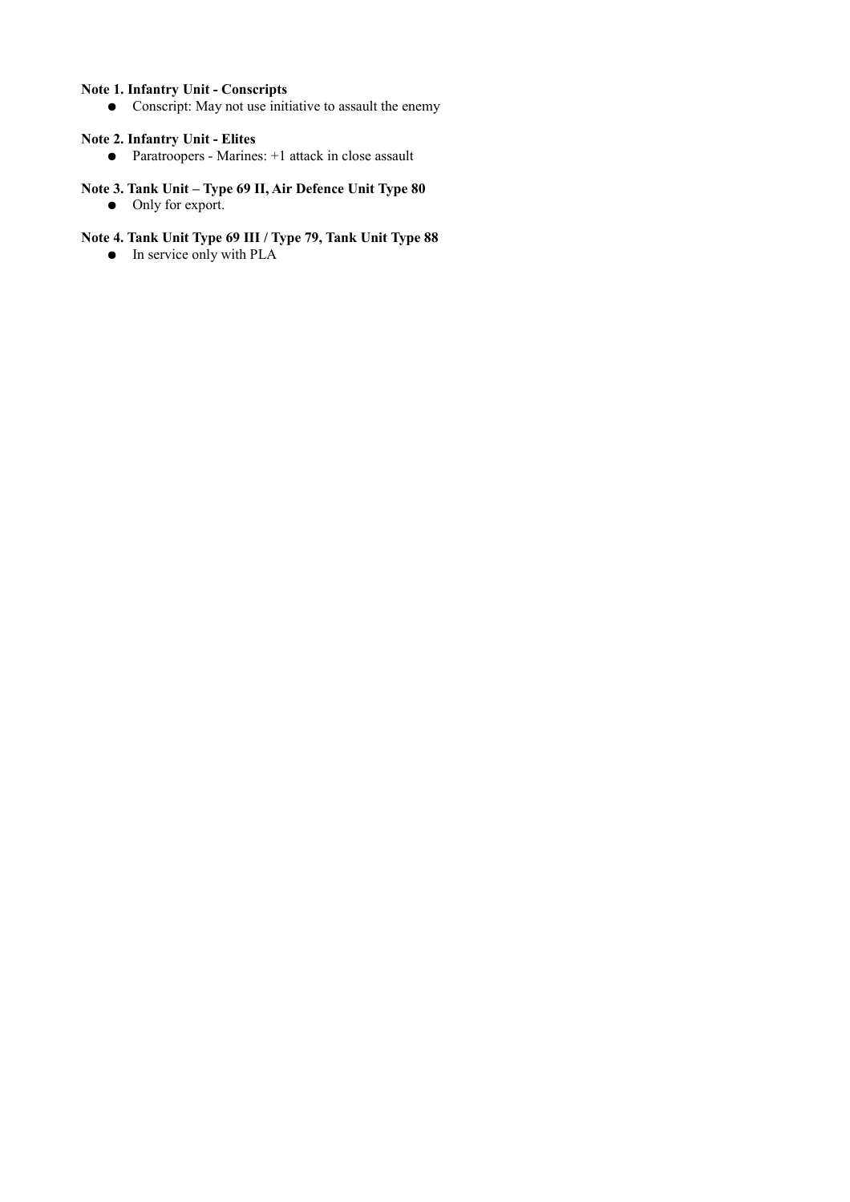**Note 1. Infantry Unit - Conscripts**

- Conscript: May not use initiative to assault the enemy

**Note 2. Infantry Unit - Elites**

- Paratroopers - Marines: +1 attack in close assault

**Note 3. Tank Unit – Type 69 II, Air Defence Unit Type 80**

- Only for export.

**Note 4. Tank Unit Type 69 III / Type 79, Tank Unit Type 88**

- In service only with PLA